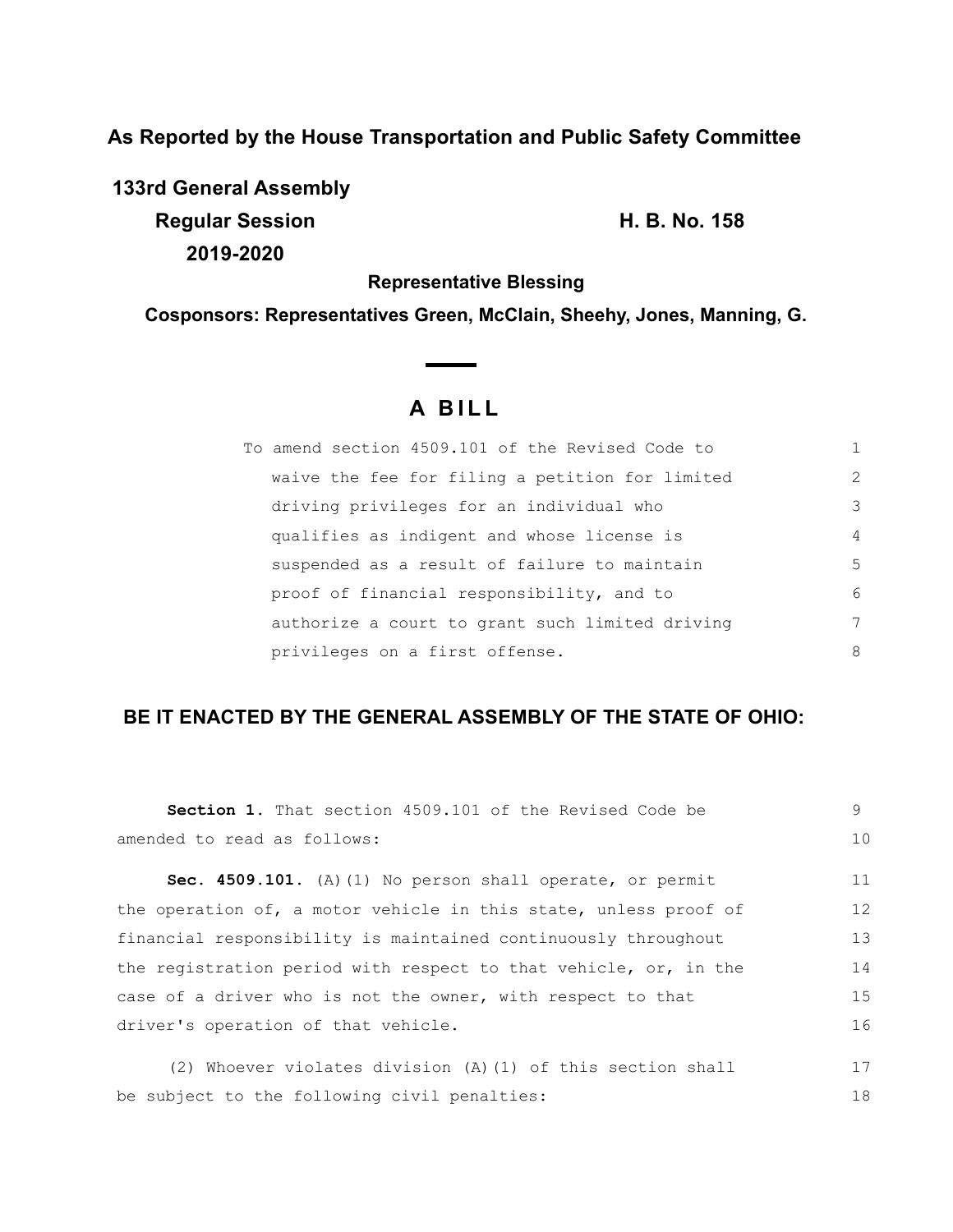**As Reported by the House Transportation and Public Safety Committee**

**133rd General Assembly**

**Regular Session** **H. B. No. 158**

**2019-2020**

**Representative Blessing**

**Cosponsors: Representatives Green, McClain, Sheehy, Jones, Manning, G.**

# A BILL

To amend section 4509.101 of the Revised Code to waive the fee for filing a petition for limited driving privileges for an individual who qualifies as indigent and whose license is suspended as a result of failure to maintain proof of financial responsibility, and to authorize a court to grant such limited driving privileges on a first offense.

**BE IT ENACTED BY THE GENERAL ASSEMBLY OF THE STATE OF OHIO:**

**Section 1.** That section 4509.101 of the Revised Code be amended to read as follows:

**Sec. 4509.101.** (A)(1) No person shall operate, or permit the operation of, a motor vehicle in this state, unless proof of financial responsibility is maintained continuously throughout the registration period with respect to that vehicle, or, in the case of a driver who is not the owner, with respect to that driver's operation of that vehicle.

(2) Whoever violates division (A)(1) of this section shall be subject to the following civil penalties: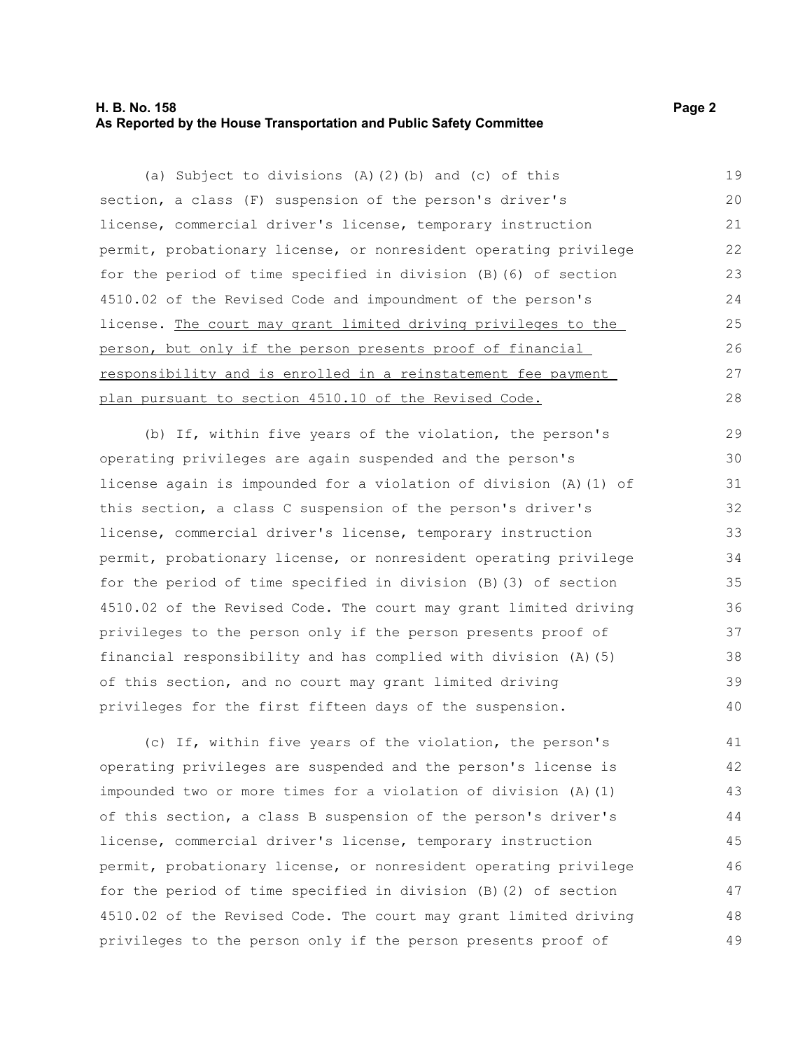(a) Subject to divisions (A)(2)(b) and (c) of this section, a class (F) suspension of the person's driver's license, commercial driver's license, temporary instruction permit, probationary license, or nonresident operating privilege for the period of time specified in division (B)(6) of section 4510.02 of the Revised Code and impoundment of the person's license. <u>The court may grant limited driving privileges to the person, but only if the person presents proof of financial responsibility and is enrolled in a reinstatement fee payment plan pursuant to section 4510.10 of the Revised Code.</u>

(b) If, within five years of the violation, the person's operating privileges are again suspended and the person's license again is impounded for a violation of division (A)(1) of this section, a class C suspension of the person's driver's license, commercial driver's license, temporary instruction permit, probationary license, or nonresident operating privilege for the period of time specified in division (B)(3) of section 4510.02 of the Revised Code. The court may grant limited driving privileges to the person only if the person presents proof of financial responsibility and has complied with division (A)(5) of this section, and no court may grant limited driving privileges for the first fifteen days of the suspension.

(c) If, within five years of the violation, the person's operating privileges are suspended and the person's license is impounded two or more times for a violation of division (A)(1) of this section, a class B suspension of the person's driver's license, commercial driver's license, temporary instruction permit, probationary license, or nonresident operating privilege for the period of time specified in division (B)(2) of section 4510.02 of the Revised Code. The court may grant limited driving privileges to the person only if the person presents proof of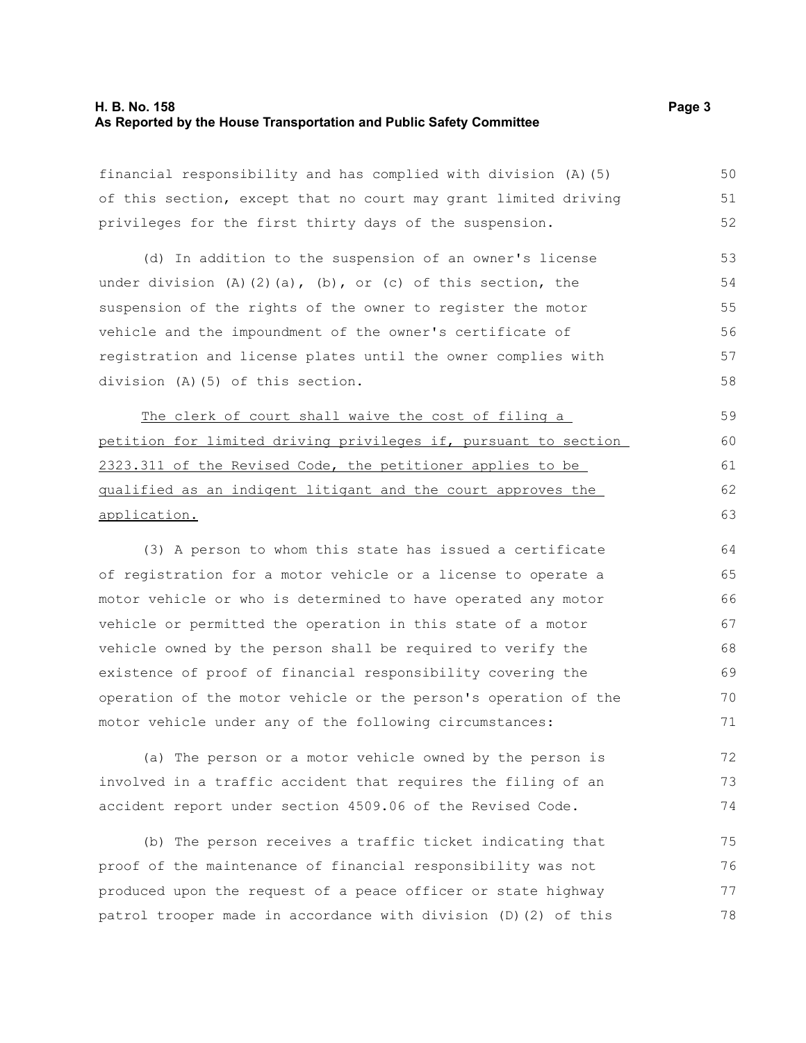financial responsibility and has complied with division (A)(5) of this section, except that no court may grant limited driving privileges for the first thirty days of the suspension.

(d) In addition to the suspension of an owner's license under division (A)(2)(a), (b), or (c) of this section, the suspension of the rights of the owner to register the motor vehicle and the impoundment of the owner's certificate of registration and license plates until the owner complies with division (A)(5) of this section.

<u>The clerk of court shall waive the cost of filing a petition for limited driving privileges if, pursuant to section 2323.311 of the Revised Code, the petitioner applies to be qualified as an indigent litigant and the court approves the application.</u>

(3) A person to whom this state has issued a certificate of registration for a motor vehicle or a license to operate a motor vehicle or who is determined to have operated any motor vehicle or permitted the operation in this state of a motor vehicle owned by the person shall be required to verify the existence of proof of financial responsibility covering the operation of the motor vehicle or the person's operation of the motor vehicle under any of the following circumstances:

(a) The person or a motor vehicle owned by the person is involved in a traffic accident that requires the filing of an accident report under section 4509.06 of the Revised Code.

(b) The person receives a traffic ticket indicating that proof of the maintenance of financial responsibility was not produced upon the request of a peace officer or state highway patrol trooper made in accordance with division (D)(2) of this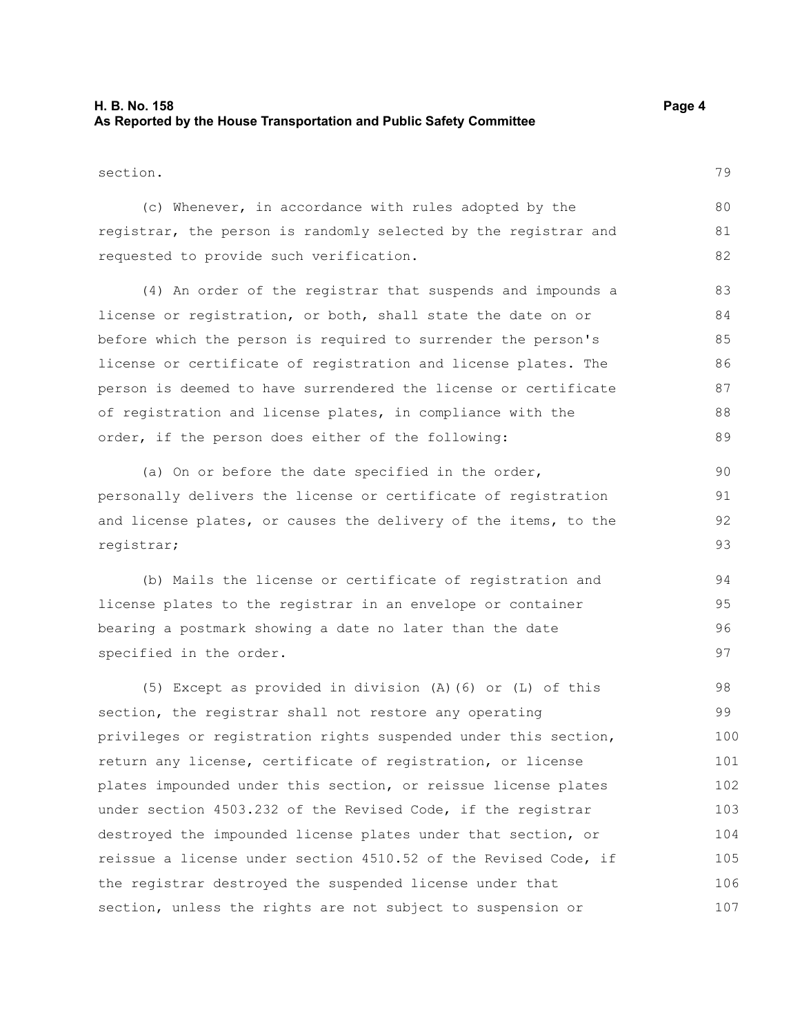section.

(c) Whenever, in accordance with rules adopted by the registrar, the person is randomly selected by the registrar and requested to provide such verification.

(4) An order of the registrar that suspends and impounds a license or registration, or both, shall state the date on or before which the person is required to surrender the person's license or certificate of registration and license plates. The person is deemed to have surrendered the license or certificate of registration and license plates, in compliance with the order, if the person does either of the following:

(a) On or before the date specified in the order, personally delivers the license or certificate of registration and license plates, or causes the delivery of the items, to the registrar;

(b) Mails the license or certificate of registration and license plates to the registrar in an envelope or container bearing a postmark showing a date no later than the date specified in the order.

(5) Except as provided in division (A)(6) or (L) of this section, the registrar shall not restore any operating privileges or registration rights suspended under this section, return any license, certificate of registration, or license plates impounded under this section, or reissue license plates under section 4503.232 of the Revised Code, if the registrar destroyed the impounded license plates under that section, or reissue a license under section 4510.52 of the Revised Code, if the registrar destroyed the suspended license under that section, unless the rights are not subject to suspension or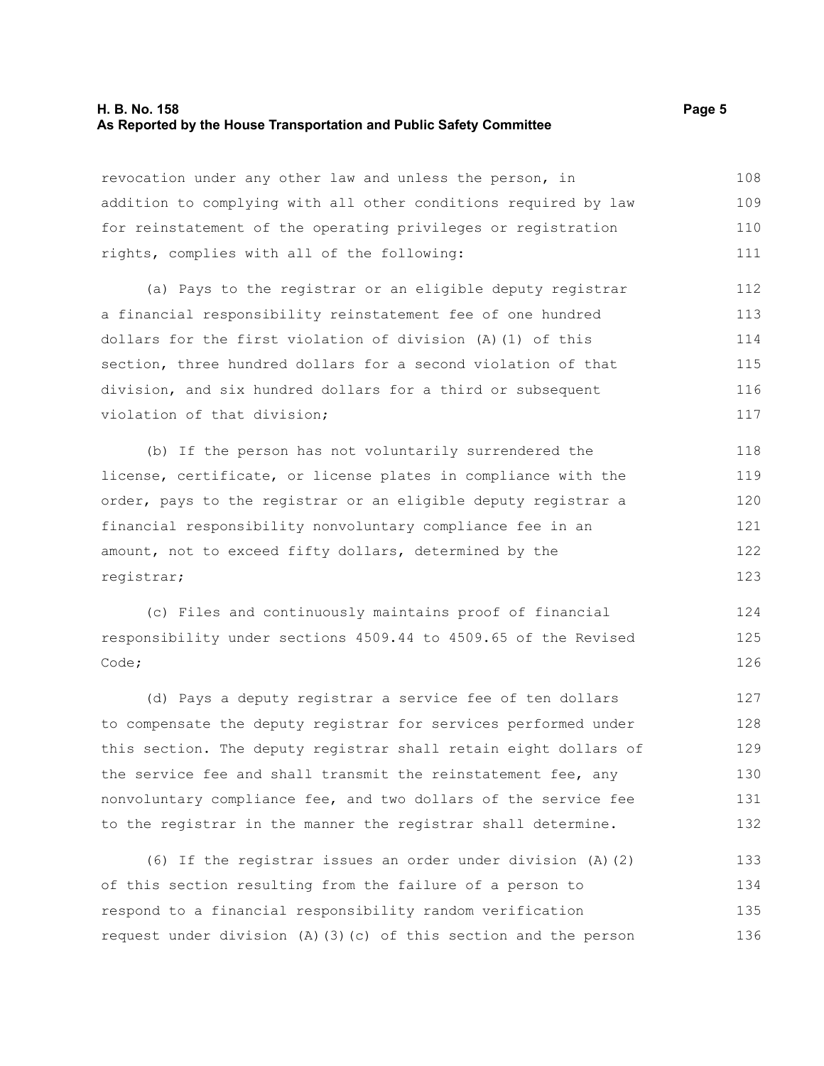revocation under any other law and unless the person, in addition to complying with all other conditions required by law for reinstatement of the operating privileges or registration rights, complies with all of the following:

(a) Pays to the registrar or an eligible deputy registrar a financial responsibility reinstatement fee of one hundred dollars for the first violation of division (A)(1) of this section, three hundred dollars for a second violation of that division, and six hundred dollars for a third or subsequent violation of that division;

(b) If the person has not voluntarily surrendered the license, certificate, or license plates in compliance with the order, pays to the registrar or an eligible deputy registrar a financial responsibility nonvoluntary compliance fee in an amount, not to exceed fifty dollars, determined by the registrar;

(c) Files and continuously maintains proof of financial responsibility under sections 4509.44 to 4509.65 of the Revised Code;

(d) Pays a deputy registrar a service fee of ten dollars to compensate the deputy registrar for services performed under this section. The deputy registrar shall retain eight dollars of the service fee and shall transmit the reinstatement fee, any nonvoluntary compliance fee, and two dollars of the service fee to the registrar in the manner the registrar shall determine.

(6) If the registrar issues an order under division (A)(2) of this section resulting from the failure of a person to respond to a financial responsibility random verification request under division (A)(3)(c) of this section and the person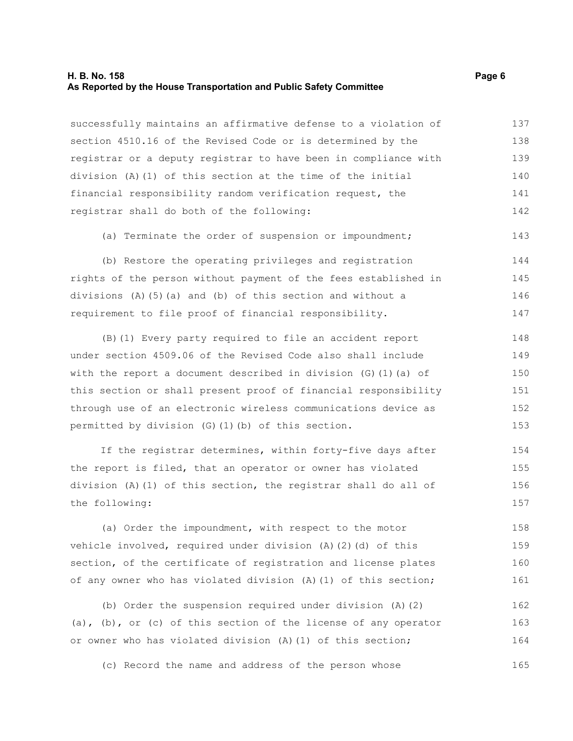successfully maintains an affirmative defense to a violation of section 4510.16 of the Revised Code or is determined by the registrar or a deputy registrar to have been in compliance with division (A)(1) of this section at the time of the initial financial responsibility random verification request, the registrar shall do both of the following:

(a) Terminate the order of suspension or impoundment;

(b) Restore the operating privileges and registration rights of the person without payment of the fees established in divisions (A)(5)(a) and (b) of this section and without a requirement to file proof of financial responsibility.

(B)(1) Every party required to file an accident report under section 4509.06 of the Revised Code also shall include with the report a document described in division (G)(1)(a) of this section or shall present proof of financial responsibility through use of an electronic wireless communications device as permitted by division (G)(1)(b) of this section.

If the registrar determines, within forty-five days after the report is filed, that an operator or owner has violated division (A)(1) of this section, the registrar shall do all of the following:

(a) Order the impoundment, with respect to the motor vehicle involved, required under division (A)(2)(d) of this section, of the certificate of registration and license plates of any owner who has violated division (A)(1) of this section;

(b) Order the suspension required under division (A)(2)(a), (b), or (c) of this section of the license of any operator or owner who has violated division (A)(1) of this section;

(c) Record the name and address of the person whose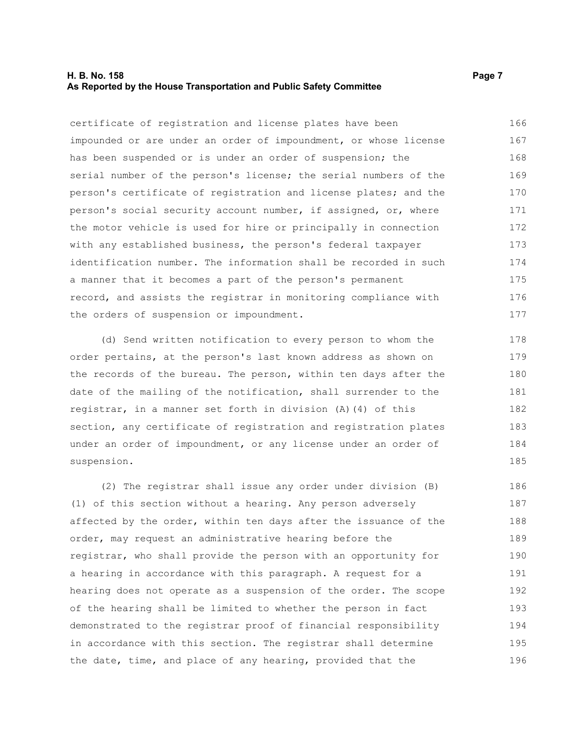certificate of registration and license plates have been impounded or are under an order of impoundment, or whose license has been suspended or is under an order of suspension; the serial number of the person's license; the serial numbers of the person's certificate of registration and license plates; and the person's social security account number, if assigned, or, where the motor vehicle is used for hire or principally in connection with any established business, the person's federal taxpayer identification number. The information shall be recorded in such a manner that it becomes a part of the person's permanent record, and assists the registrar in monitoring compliance with the orders of suspension or impoundment.

(d) Send written notification to every person to whom the order pertains, at the person's last known address as shown on the records of the bureau. The person, within ten days after the date of the mailing of the notification, shall surrender to the registrar, in a manner set forth in division (A)(4) of this section, any certificate of registration and registration plates under an order of impoundment, or any license under an order of suspension.

(2) The registrar shall issue any order under division (B)(1) of this section without a hearing. Any person adversely affected by the order, within ten days after the issuance of the order, may request an administrative hearing before the registrar, who shall provide the person with an opportunity for a hearing in accordance with this paragraph. A request for a hearing does not operate as a suspension of the order. The scope of the hearing shall be limited to whether the person in fact demonstrated to the registrar proof of financial responsibility in accordance with this section. The registrar shall determine the date, time, and place of any hearing, provided that the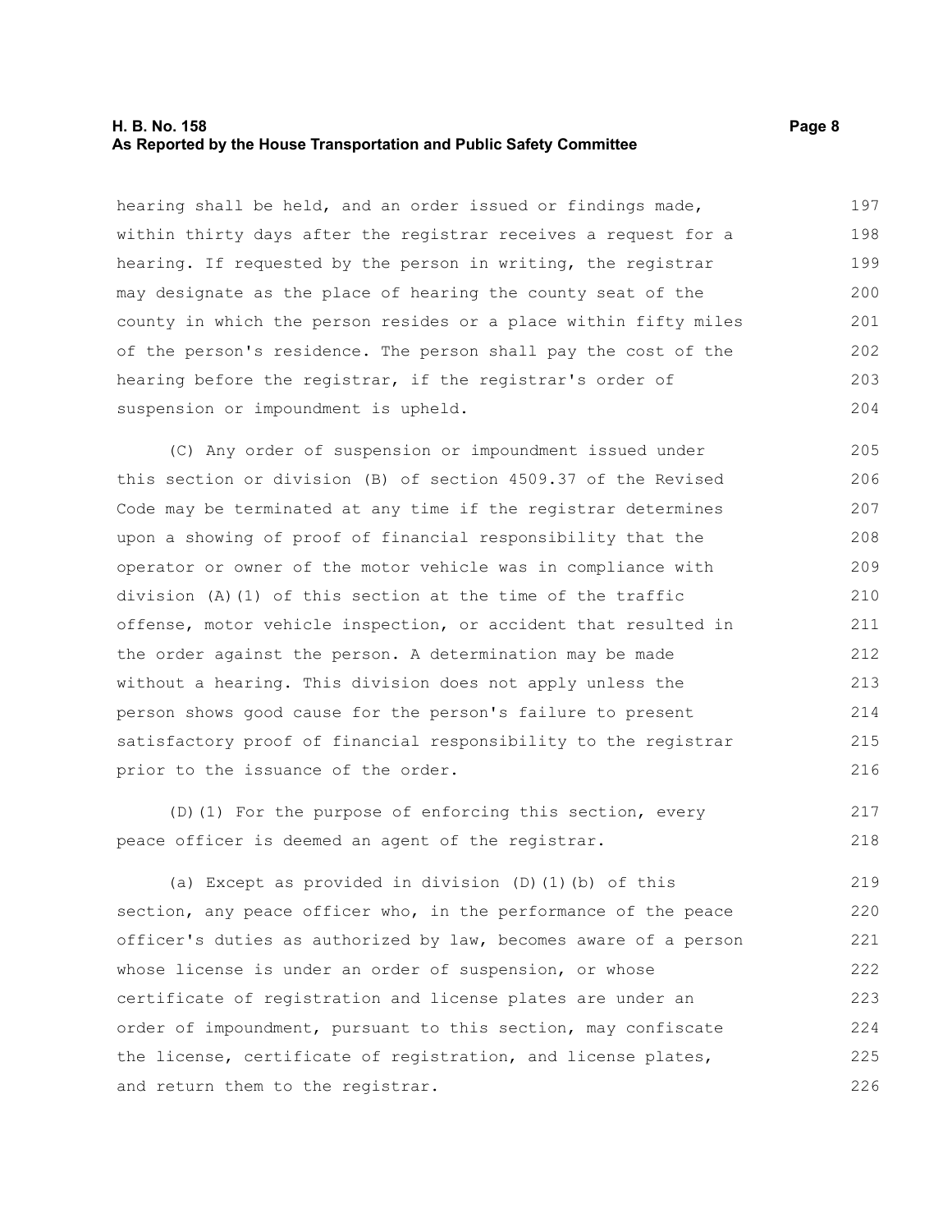hearing shall be held, and an order issued or findings made, within thirty days after the registrar receives a request for a hearing. If requested by the person in writing, the registrar may designate as the place of hearing the county seat of the county in which the person resides or a place within fifty miles of the person's residence. The person shall pay the cost of the hearing before the registrar, if the registrar's order of suspension or impoundment is upheld.

(C) Any order of suspension or impoundment issued under this section or division (B) of section 4509.37 of the Revised Code may be terminated at any time if the registrar determines upon a showing of proof of financial responsibility that the operator or owner of the motor vehicle was in compliance with division (A)(1) of this section at the time of the traffic offense, motor vehicle inspection, or accident that resulted in the order against the person. A determination may be made without a hearing. This division does not apply unless the person shows good cause for the person's failure to present satisfactory proof of financial responsibility to the registrar prior to the issuance of the order.

(D)(1) For the purpose of enforcing this section, every peace officer is deemed an agent of the registrar.

(a) Except as provided in division (D)(1)(b) of this section, any peace officer who, in the performance of the peace officer's duties as authorized by law, becomes aware of a person whose license is under an order of suspension, or whose certificate of registration and license plates are under an order of impoundment, pursuant to this section, may confiscate the license, certificate of registration, and license plates, and return them to the registrar.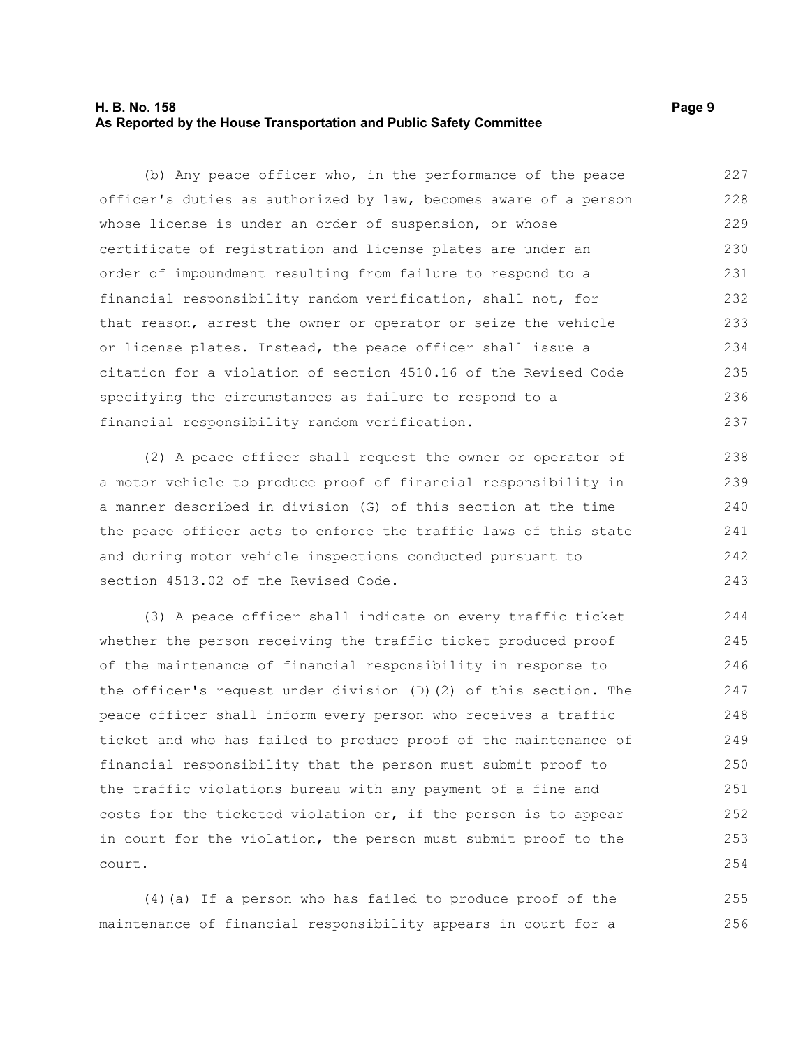(b) Any peace officer who, in the performance of the peace officer's duties as authorized by law, becomes aware of a person whose license is under an order of suspension, or whose certificate of registration and license plates are under an order of impoundment resulting from failure to respond to a financial responsibility random verification, shall not, for that reason, arrest the owner or operator or seize the vehicle or license plates. Instead, the peace officer shall issue a citation for a violation of section 4510.16 of the Revised Code specifying the circumstances as failure to respond to a financial responsibility random verification.

(2) A peace officer shall request the owner or operator of a motor vehicle to produce proof of financial responsibility in a manner described in division (G) of this section at the time the peace officer acts to enforce the traffic laws of this state and during motor vehicle inspections conducted pursuant to section 4513.02 of the Revised Code.

(3) A peace officer shall indicate on every traffic ticket whether the person receiving the traffic ticket produced proof of the maintenance of financial responsibility in response to the officer's request under division (D)(2) of this section. The peace officer shall inform every person who receives a traffic ticket and who has failed to produce proof of the maintenance of financial responsibility that the person must submit proof to the traffic violations bureau with any payment of a fine and costs for the ticketed violation or, if the person is to appear in court for the violation, the person must submit proof to the court.

(4)(a) If a person who has failed to produce proof of the maintenance of financial responsibility appears in court for a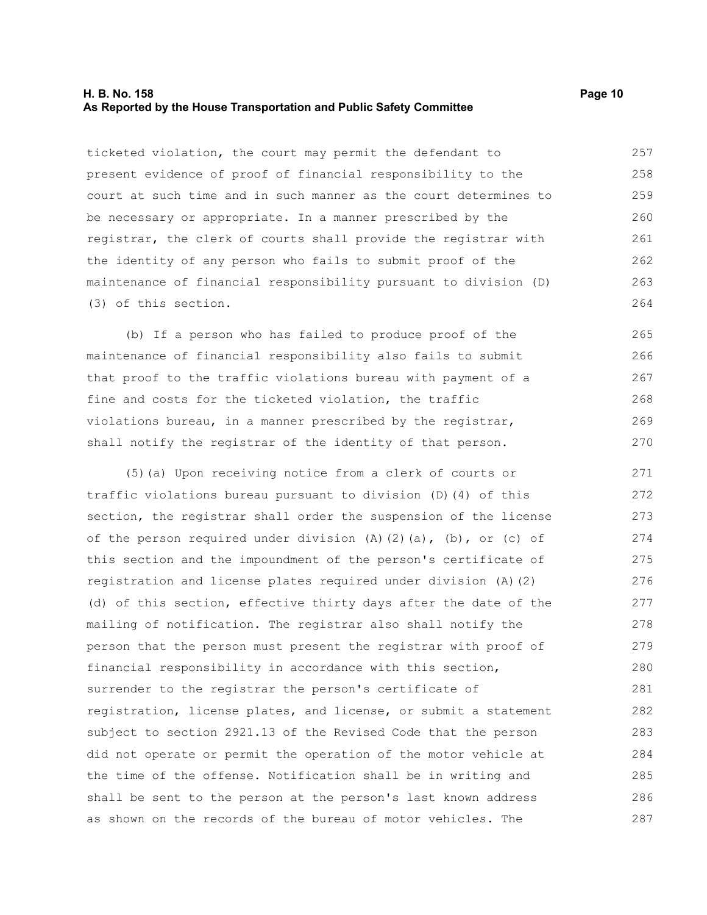ticketed violation, the court may permit the defendant to present evidence of proof of financial responsibility to the court at such time and in such manner as the court determines to be necessary or appropriate. In a manner prescribed by the registrar, the clerk of courts shall provide the registrar with the identity of any person who fails to submit proof of the maintenance of financial responsibility pursuant to division (D)(3) of this section.

(b) If a person who has failed to produce proof of the maintenance of financial responsibility also fails to submit that proof to the traffic violations bureau with payment of a fine and costs for the ticketed violation, the traffic violations bureau, in a manner prescribed by the registrar, shall notify the registrar of the identity of that person.

(5)(a) Upon receiving notice from a clerk of courts or traffic violations bureau pursuant to division (D)(4) of this section, the registrar shall order the suspension of the license of the person required under division (A)(2)(a), (b), or (c) of this section and the impoundment of the person's certificate of registration and license plates required under division (A)(2)(d) of this section, effective thirty days after the date of the mailing of notification. The registrar also shall notify the person that the person must present the registrar with proof of financial responsibility in accordance with this section, surrender to the registrar the person's certificate of registration, license plates, and license, or submit a statement subject to section 2921.13 of the Revised Code that the person did not operate or permit the operation of the motor vehicle at the time of the offense. Notification shall be in writing and shall be sent to the person at the person's last known address as shown on the records of the bureau of motor vehicles. The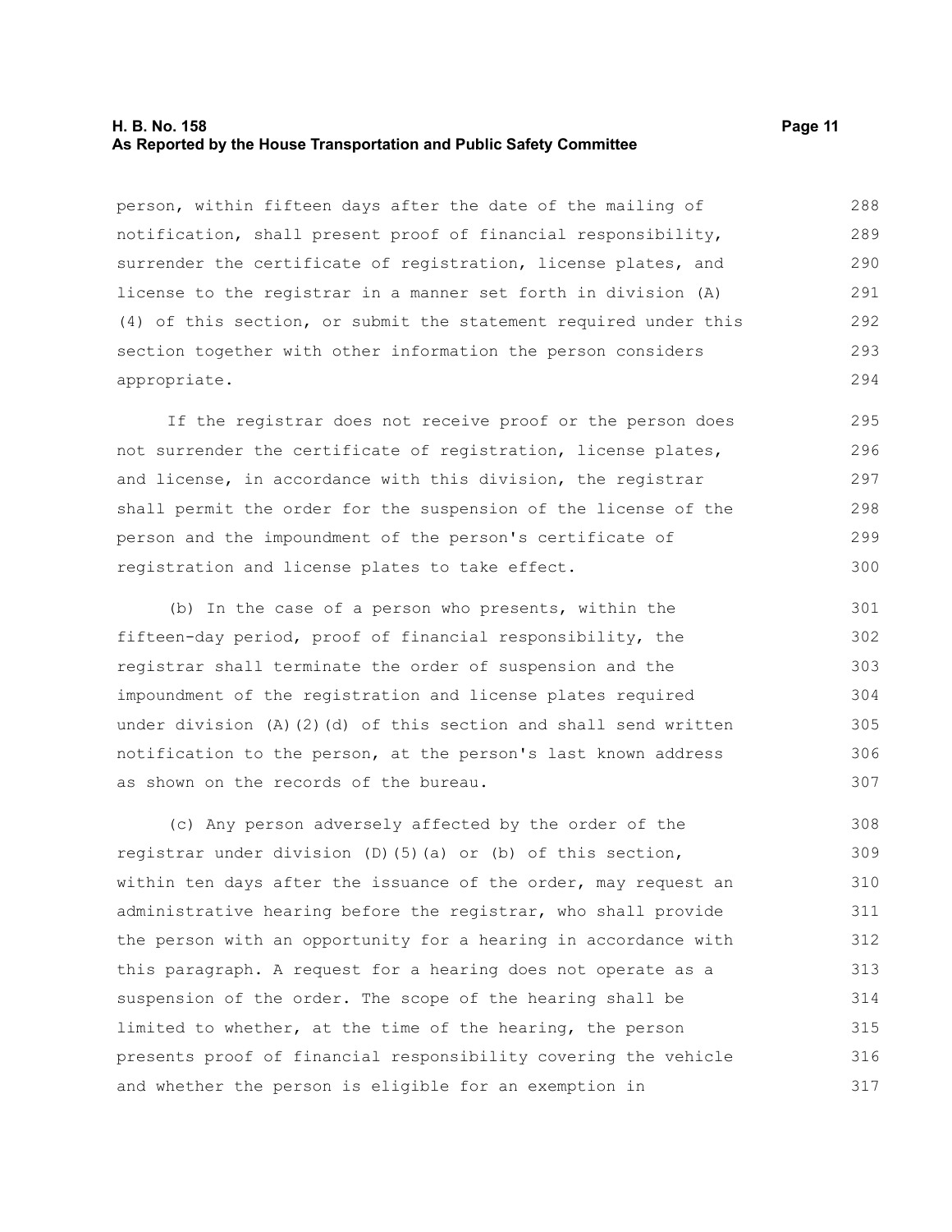person, within fifteen days after the date of the mailing of notification, shall present proof of financial responsibility, surrender the certificate of registration, license plates, and license to the registrar in a manner set forth in division (A)(4) of this section, or submit the statement required under this section together with other information the person considers appropriate.

If the registrar does not receive proof or the person does not surrender the certificate of registration, license plates, and license, in accordance with this division, the registrar shall permit the order for the suspension of the license of the person and the impoundment of the person's certificate of registration and license plates to take effect.

(b) In the case of a person who presents, within the fifteen-day period, proof of financial responsibility, the registrar shall terminate the order of suspension and the impoundment of the registration and license plates required under division (A)(2)(d) of this section and shall send written notification to the person, at the person's last known address as shown on the records of the bureau.

(c) Any person adversely affected by the order of the registrar under division (D)(5)(a) or (b) of this section, within ten days after the issuance of the order, may request an administrative hearing before the registrar, who shall provide the person with an opportunity for a hearing in accordance with this paragraph. A request for a hearing does not operate as a suspension of the order. The scope of the hearing shall be limited to whether, at the time of the hearing, the person presents proof of financial responsibility covering the vehicle and whether the person is eligible for an exemption in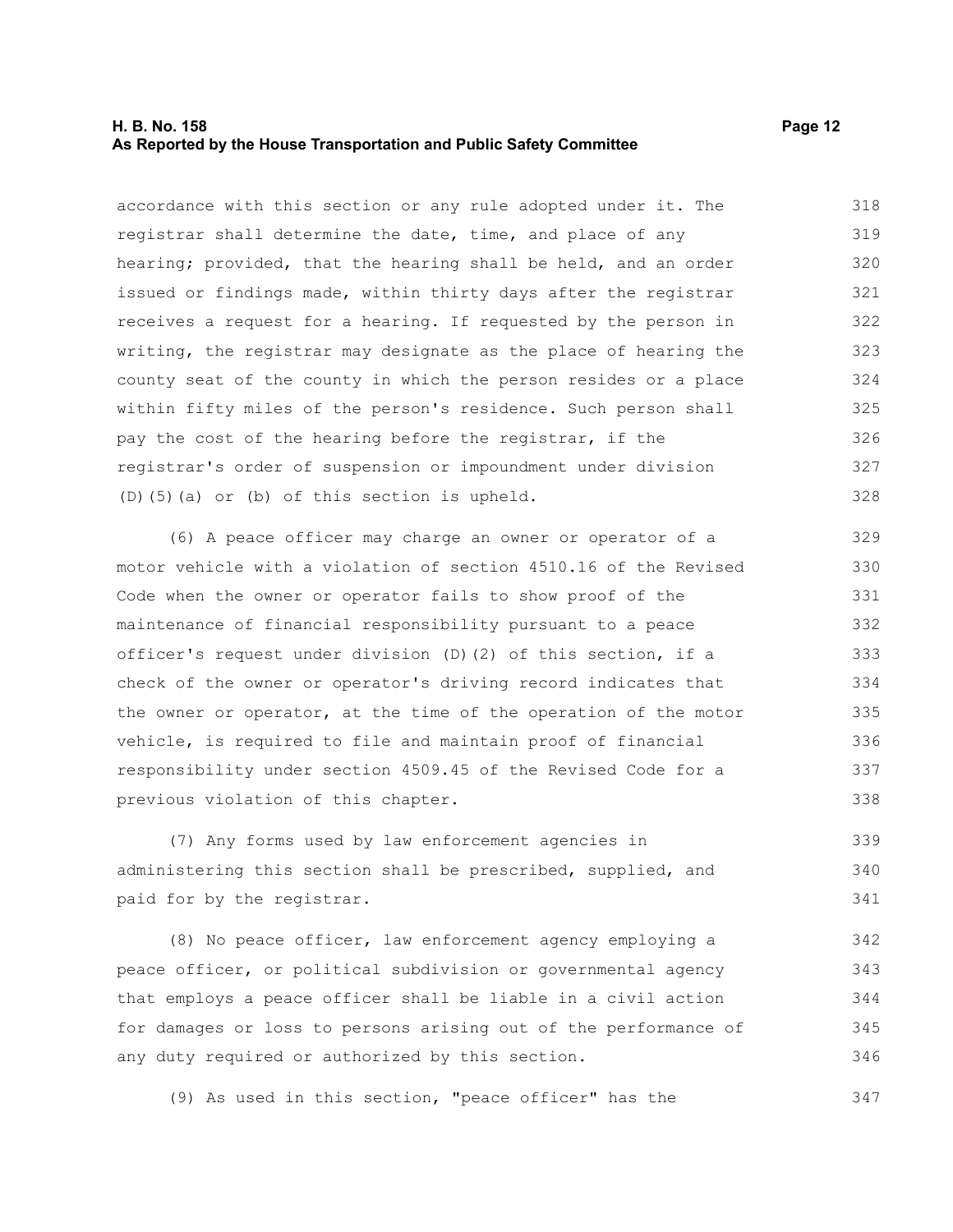accordance with this section or any rule adopted under it. The registrar shall determine the date, time, and place of any hearing; provided, that the hearing shall be held, and an order issued or findings made, within thirty days after the registrar receives a request for a hearing. If requested by the person in writing, the registrar may designate as the place of hearing the county seat of the county in which the person resides or a place within fifty miles of the person's residence. Such person shall pay the cost of the hearing before the registrar, if the registrar's order of suspension or impoundment under division (D)(5)(a) or (b) of this section is upheld.

(6) A peace officer may charge an owner or operator of a motor vehicle with a violation of section 4510.16 of the Revised Code when the owner or operator fails to show proof of the maintenance of financial responsibility pursuant to a peace officer's request under division (D)(2) of this section, if a check of the owner or operator's driving record indicates that the owner or operator, at the time of the operation of the motor vehicle, is required to file and maintain proof of financial responsibility under section 4509.45 of the Revised Code for a previous violation of this chapter.

(7) Any forms used by law enforcement agencies in administering this section shall be prescribed, supplied, and paid for by the registrar.

(8) No peace officer, law enforcement agency employing a peace officer, or political subdivision or governmental agency that employs a peace officer shall be liable in a civil action for damages or loss to persons arising out of the performance of any duty required or authorized by this section.

(9) As used in this section, "peace officer" has the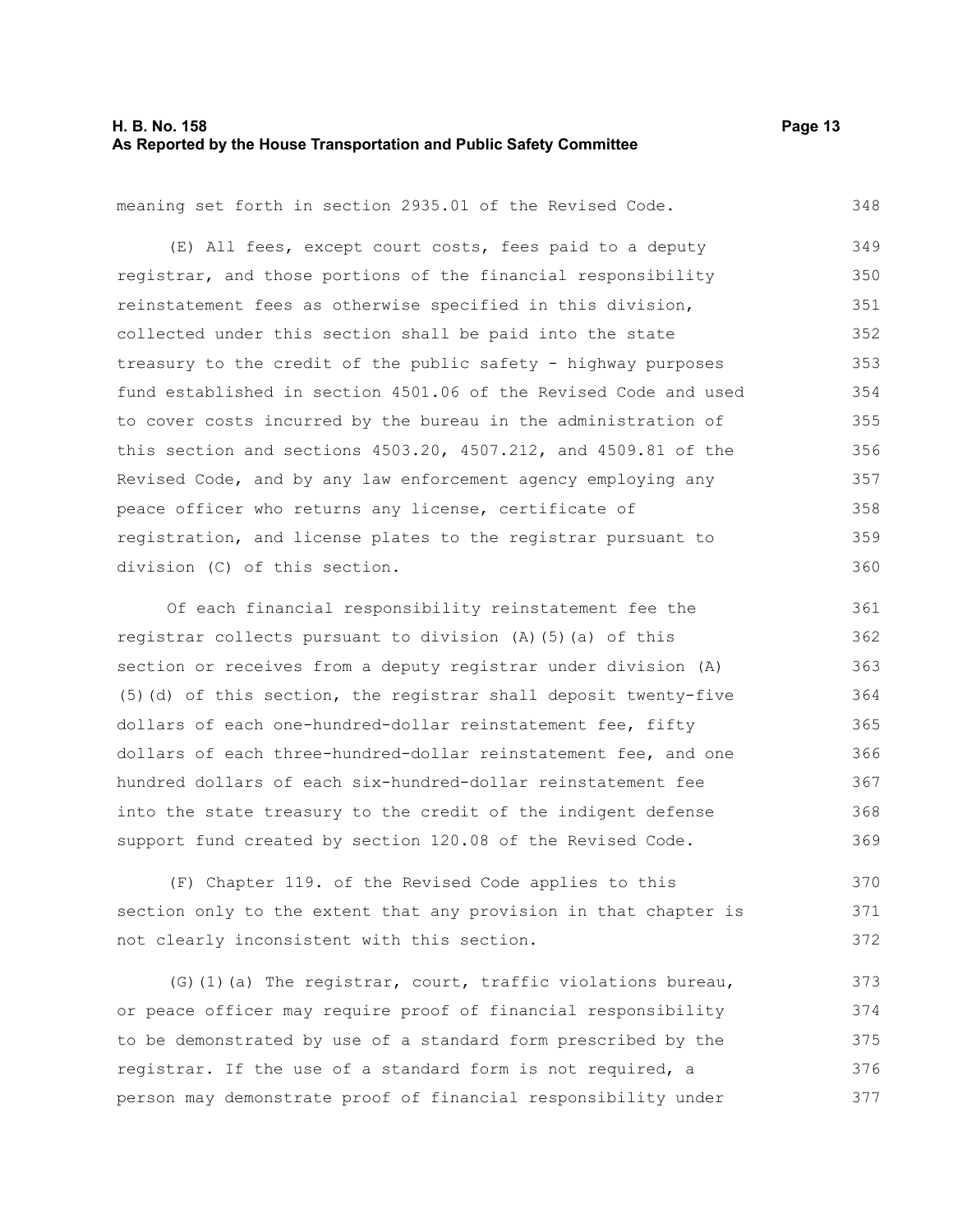meaning set forth in section 2935.01 of the Revised Code.

(E) All fees, except court costs, fees paid to a deputy registrar, and those portions of the financial responsibility reinstatement fees as otherwise specified in this division, collected under this section shall be paid into the state treasury to the credit of the public safety - highway purposes fund established in section 4501.06 of the Revised Code and used to cover costs incurred by the bureau in the administration of this section and sections 4503.20, 4507.212, and 4509.81 of the Revised Code, and by any law enforcement agency employing any peace officer who returns any license, certificate of registration, and license plates to the registrar pursuant to division (C) of this section.

Of each financial responsibility reinstatement fee the registrar collects pursuant to division (A)(5)(a) of this section or receives from a deputy registrar under division (A)(5)(d) of this section, the registrar shall deposit twenty-five dollars of each one-hundred-dollar reinstatement fee, fifty dollars of each three-hundred-dollar reinstatement fee, and one hundred dollars of each six-hundred-dollar reinstatement fee into the state treasury to the credit of the indigent defense support fund created by section 120.08 of the Revised Code.

(F) Chapter 119. of the Revised Code applies to this section only to the extent that any provision in that chapter is not clearly inconsistent with this section.

(G)(1)(a) The registrar, court, traffic violations bureau, or peace officer may require proof of financial responsibility to be demonstrated by use of a standard form prescribed by the registrar. If the use of a standard form is not required, a person may demonstrate proof of financial responsibility under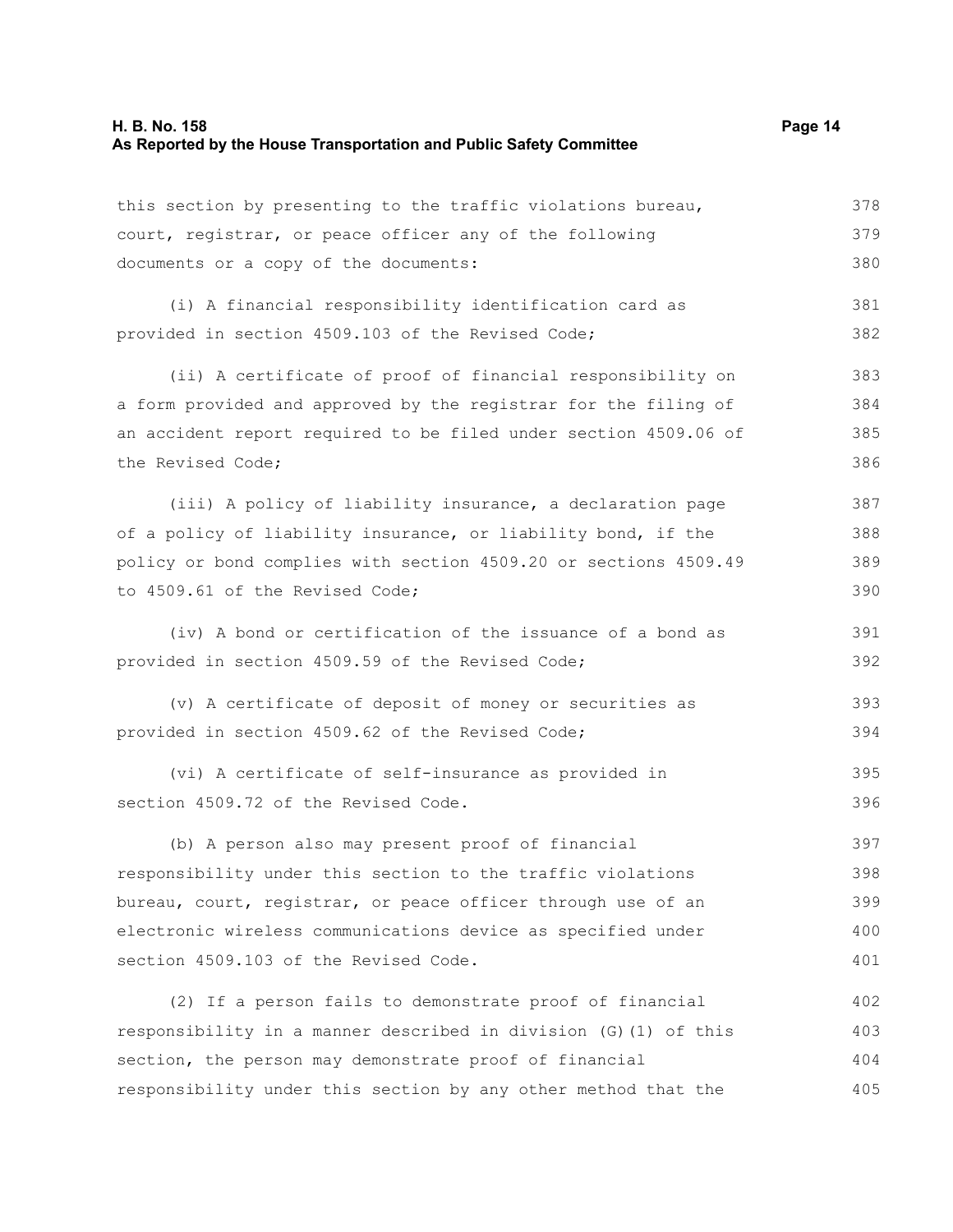this section by presenting to the traffic violations bureau, court, registrar, or peace officer any of the following documents or a copy of the documents:

(i) A financial responsibility identification card as provided in section 4509.103 of the Revised Code;

(ii) A certificate of proof of financial responsibility on a form provided and approved by the registrar for the filing of an accident report required to be filed under section 4509.06 of the Revised Code;

(iii) A policy of liability insurance, a declaration page of a policy of liability insurance, or liability bond, if the policy or bond complies with section 4509.20 or sections 4509.49 to 4509.61 of the Revised Code;

(iv) A bond or certification of the issuance of a bond as provided in section 4509.59 of the Revised Code;

(v) A certificate of deposit of money or securities as provided in section 4509.62 of the Revised Code;

(vi) A certificate of self-insurance as provided in section 4509.72 of the Revised Code.

(b) A person also may present proof of financial responsibility under this section to the traffic violations bureau, court, registrar, or peace officer through use of an electronic wireless communications device as specified under section 4509.103 of the Revised Code.

(2) If a person fails to demonstrate proof of financial responsibility in a manner described in division (G)(1) of this section, the person may demonstrate proof of financial responsibility under this section by any other method that the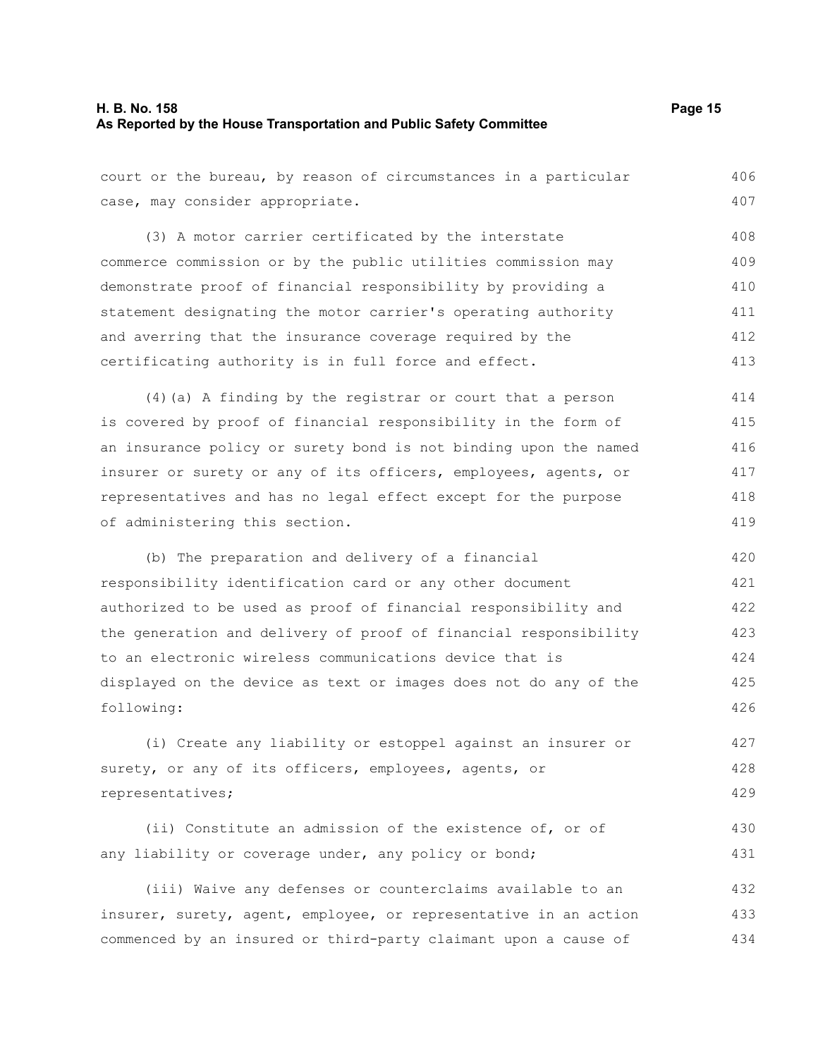court or the bureau, by reason of circumstances in a particular case, may consider appropriate.

(3) A motor carrier certificated by the interstate commerce commission or by the public utilities commission may demonstrate proof of financial responsibility by providing a statement designating the motor carrier's operating authority and averring that the insurance coverage required by the certificating authority is in full force and effect.

(4)(a) A finding by the registrar or court that a person is covered by proof of financial responsibility in the form of an insurance policy or surety bond is not binding upon the named insurer or surety or any of its officers, employees, agents, or representatives and has no legal effect except for the purpose of administering this section.

(b) The preparation and delivery of a financial responsibility identification card or any other document authorized to be used as proof of financial responsibility and the generation and delivery of proof of financial responsibility to an electronic wireless communications device that is displayed on the device as text or images does not do any of the following:

(i) Create any liability or estoppel against an insurer or surety, or any of its officers, employees, agents, or representatives;

(ii) Constitute an admission of the existence of, or of any liability or coverage under, any policy or bond;

(iii) Waive any defenses or counterclaims available to an insurer, surety, agent, employee, or representative in an action commenced by an insured or third-party claimant upon a cause of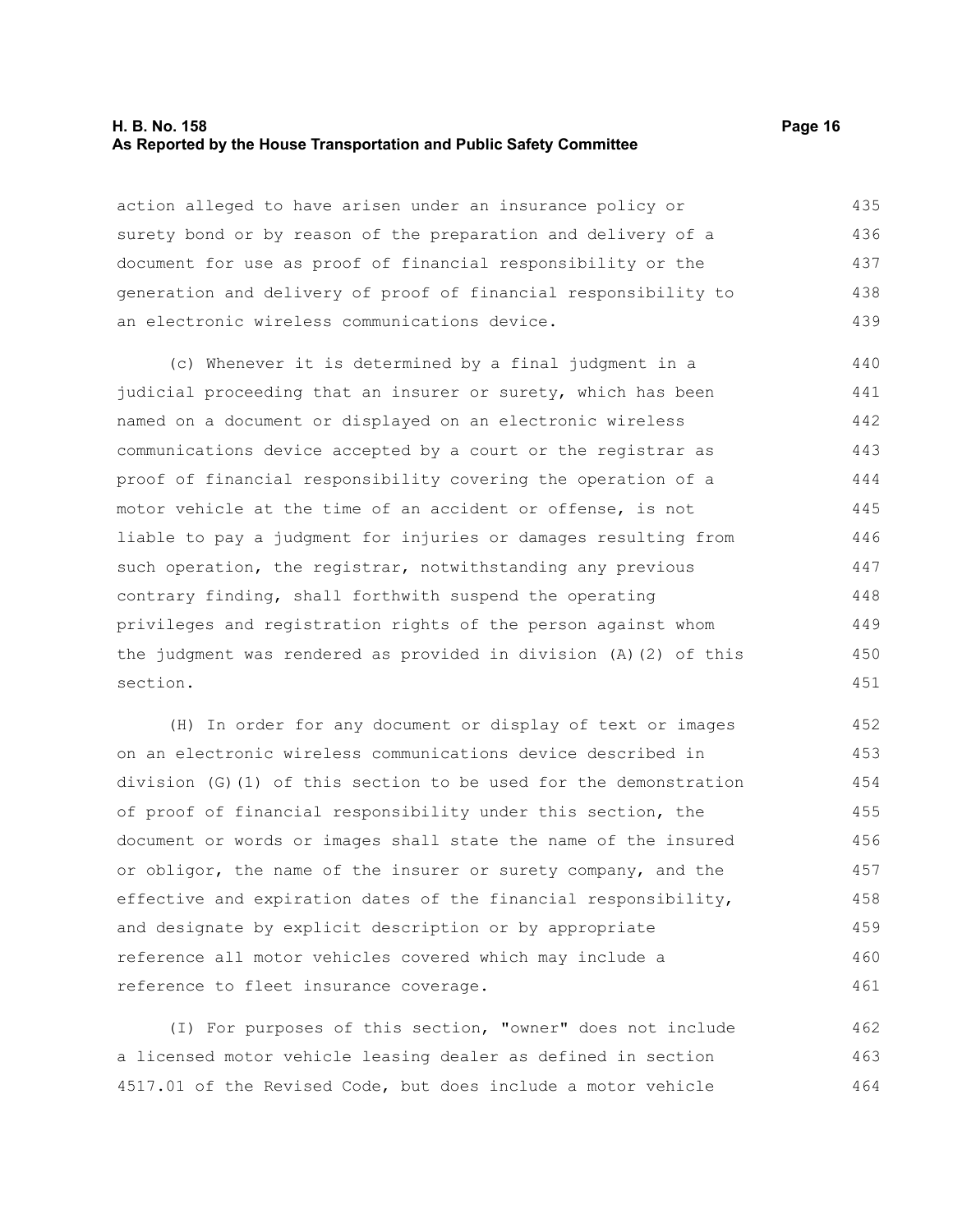action alleged to have arisen under an insurance policy or surety bond or by reason of the preparation and delivery of a document for use as proof of financial responsibility or the generation and delivery of proof of financial responsibility to an electronic wireless communications device.

(c) Whenever it is determined by a final judgment in a judicial proceeding that an insurer or surety, which has been named on a document or displayed on an electronic wireless communications device accepted by a court or the registrar as proof of financial responsibility covering the operation of a motor vehicle at the time of an accident or offense, is not liable to pay a judgment for injuries or damages resulting from such operation, the registrar, notwithstanding any previous contrary finding, shall forthwith suspend the operating privileges and registration rights of the person against whom the judgment was rendered as provided in division (A)(2) of this section.

(H) In order for any document or display of text or images on an electronic wireless communications device described in division (G)(1) of this section to be used for the demonstration of proof of financial responsibility under this section, the document or words or images shall state the name of the insured or obligor, the name of the insurer or surety company, and the effective and expiration dates of the financial responsibility, and designate by explicit description or by appropriate reference all motor vehicles covered which may include a reference to fleet insurance coverage.

(I) For purposes of this section, "owner" does not include a licensed motor vehicle leasing dealer as defined in section 4517.01 of the Revised Code, but does include a motor vehicle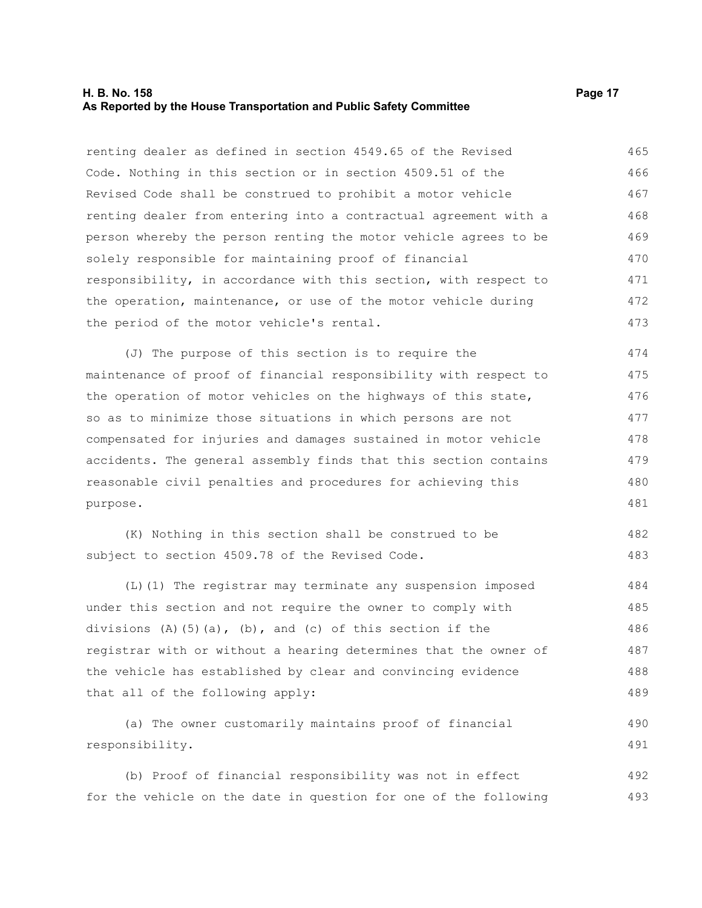renting dealer as defined in section 4549.65 of the Revised Code. Nothing in this section or in section 4509.51 of the Revised Code shall be construed to prohibit a motor vehicle renting dealer from entering into a contractual agreement with a person whereby the person renting the motor vehicle agrees to be solely responsible for maintaining proof of financial responsibility, in accordance with this section, with respect to the operation, maintenance, or use of the motor vehicle during the period of the motor vehicle's rental.

(J) The purpose of this section is to require the maintenance of proof of financial responsibility with respect to the operation of motor vehicles on the highways of this state, so as to minimize those situations in which persons are not compensated for injuries and damages sustained in motor vehicle accidents. The general assembly finds that this section contains reasonable civil penalties and procedures for achieving this purpose.

(K) Nothing in this section shall be construed to be subject to section 4509.78 of the Revised Code.

(L)(1) The registrar may terminate any suspension imposed under this section and not require the owner to comply with divisions (A)(5)(a), (b), and (c) of this section if the registrar with or without a hearing determines that the owner of the vehicle has established by clear and convincing evidence that all of the following apply:

(a) The owner customarily maintains proof of financial responsibility.

(b) Proof of financial responsibility was not in effect for the vehicle on the date in question for one of the following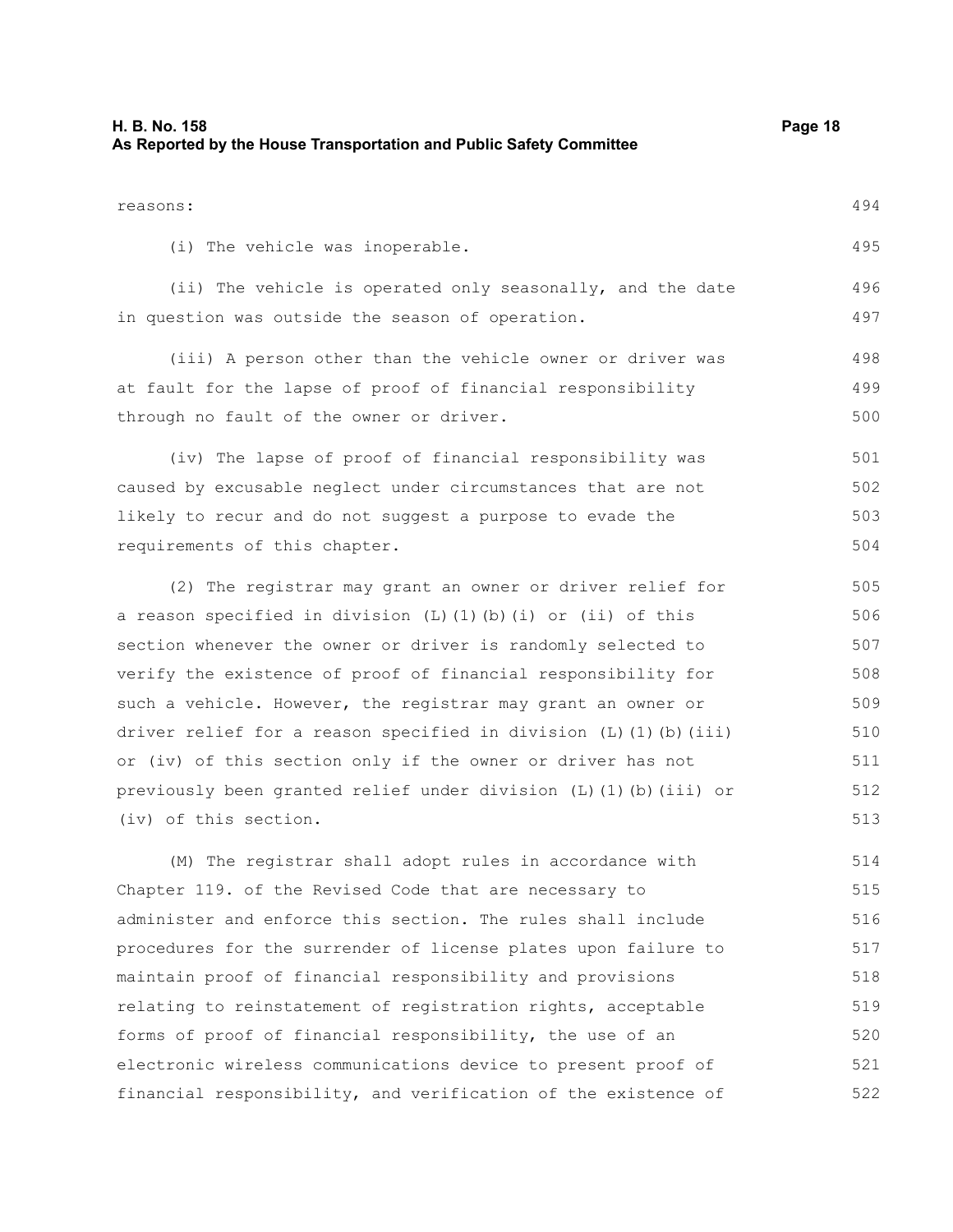reasons:

(i) The vehicle was inoperable.

(ii) The vehicle is operated only seasonally, and the date in question was outside the season of operation.

(iii) A person other than the vehicle owner or driver was at fault for the lapse of proof of financial responsibility through no fault of the owner or driver.

(iv) The lapse of proof of financial responsibility was caused by excusable neglect under circumstances that are not likely to recur and do not suggest a purpose to evade the requirements of this chapter.

(2) The registrar may grant an owner or driver relief for a reason specified in division (L)(1)(b)(i) or (ii) of this section whenever the owner or driver is randomly selected to verify the existence of proof of financial responsibility for such a vehicle. However, the registrar may grant an owner or driver relief for a reason specified in division (L)(1)(b)(iii) or (iv) of this section only if the owner or driver has not previously been granted relief under division (L)(1)(b)(iii) or (iv) of this section.

(M) The registrar shall adopt rules in accordance with Chapter 119. of the Revised Code that are necessary to administer and enforce this section. The rules shall include procedures for the surrender of license plates upon failure to maintain proof of financial responsibility and provisions relating to reinstatement of registration rights, acceptable forms of proof of financial responsibility, the use of an electronic wireless communications device to present proof of financial responsibility, and verification of the existence of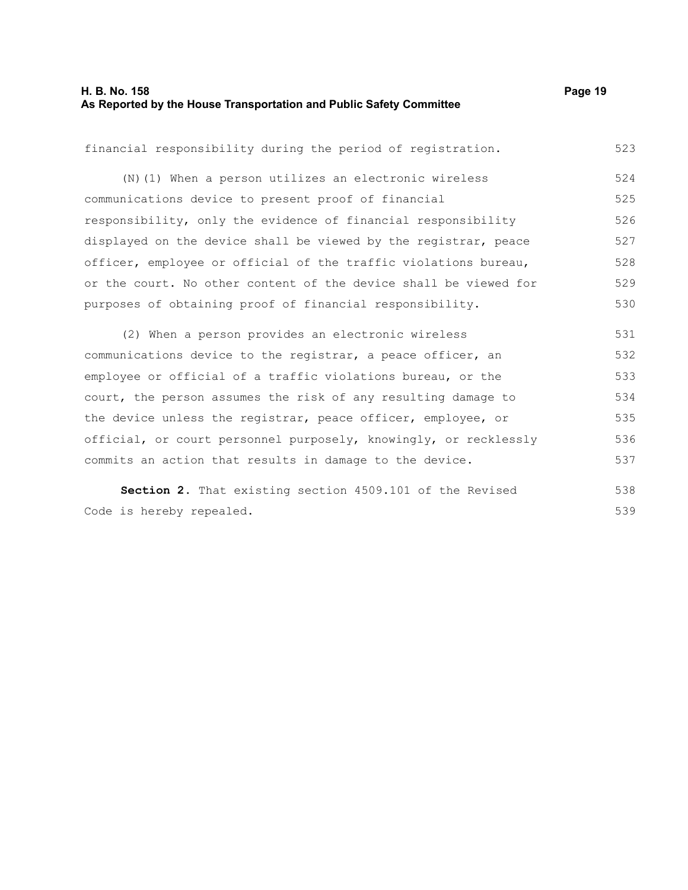financial responsibility during the period of registration.

(N)(1) When a person utilizes an electronic wireless communications device to present proof of financial responsibility, only the evidence of financial responsibility displayed on the device shall be viewed by the registrar, peace officer, employee or official of the traffic violations bureau, or the court. No other content of the device shall be viewed for purposes of obtaining proof of financial responsibility.

(2) When a person provides an electronic wireless communications device to the registrar, a peace officer, an employee or official of a traffic violations bureau, or the court, the person assumes the risk of any resulting damage to the device unless the registrar, peace officer, employee, or official, or court personnel purposely, knowingly, or recklessly commits an action that results in damage to the device.

**Section 2.** That existing section 4509.101 of the Revised Code is hereby repealed.